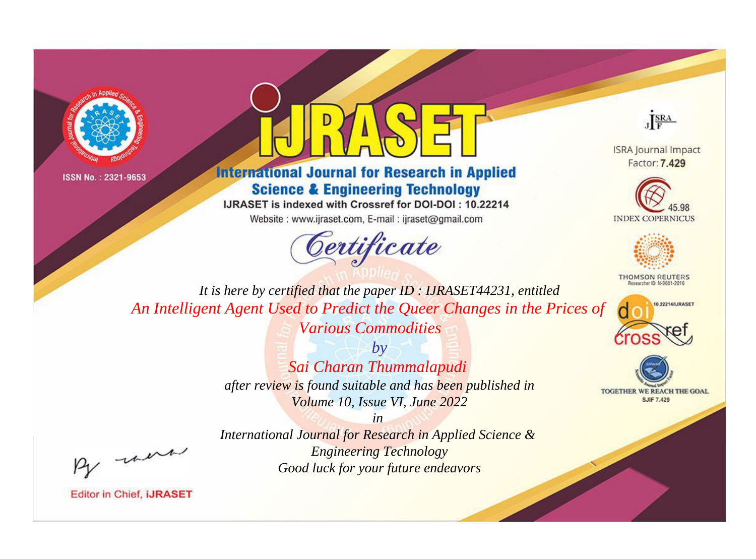ISSN No. : 2321-9653

# IJRASET

## International Journal for Research in Applied Science & Engineering Technology

IJRASET is indexed with Crossref for DOI-DOI : 10.22214

Website : www.ijraset.com, E-mail : ijraset@gmail.com

ISRA Journal Impact Factor: **7.429**

45.98 INDEX COPERNICUS

THOMSON REUTERS Researcher ID: N-9681-2016

10.22214/IJRASET

TOGETHER WE REACH THE GOAL SJIF 7.429

## *Certificate*

*It is here by certified that the paper ID : IJRASET44231, entitled*

*An Intelligent Agent Used to Predict the Queer Changes in the Prices of Various Commodities*

*by*

*Sai Charan Thummalapudi*

*after review is found suitable and has been published in*

*Volume 10, Issue VI, June 2022*

*in*

*International Journal for Research in Applied Science & Engineering Technology*

*Good luck for your future endeavors*

Editor in Chief, **iJRASET**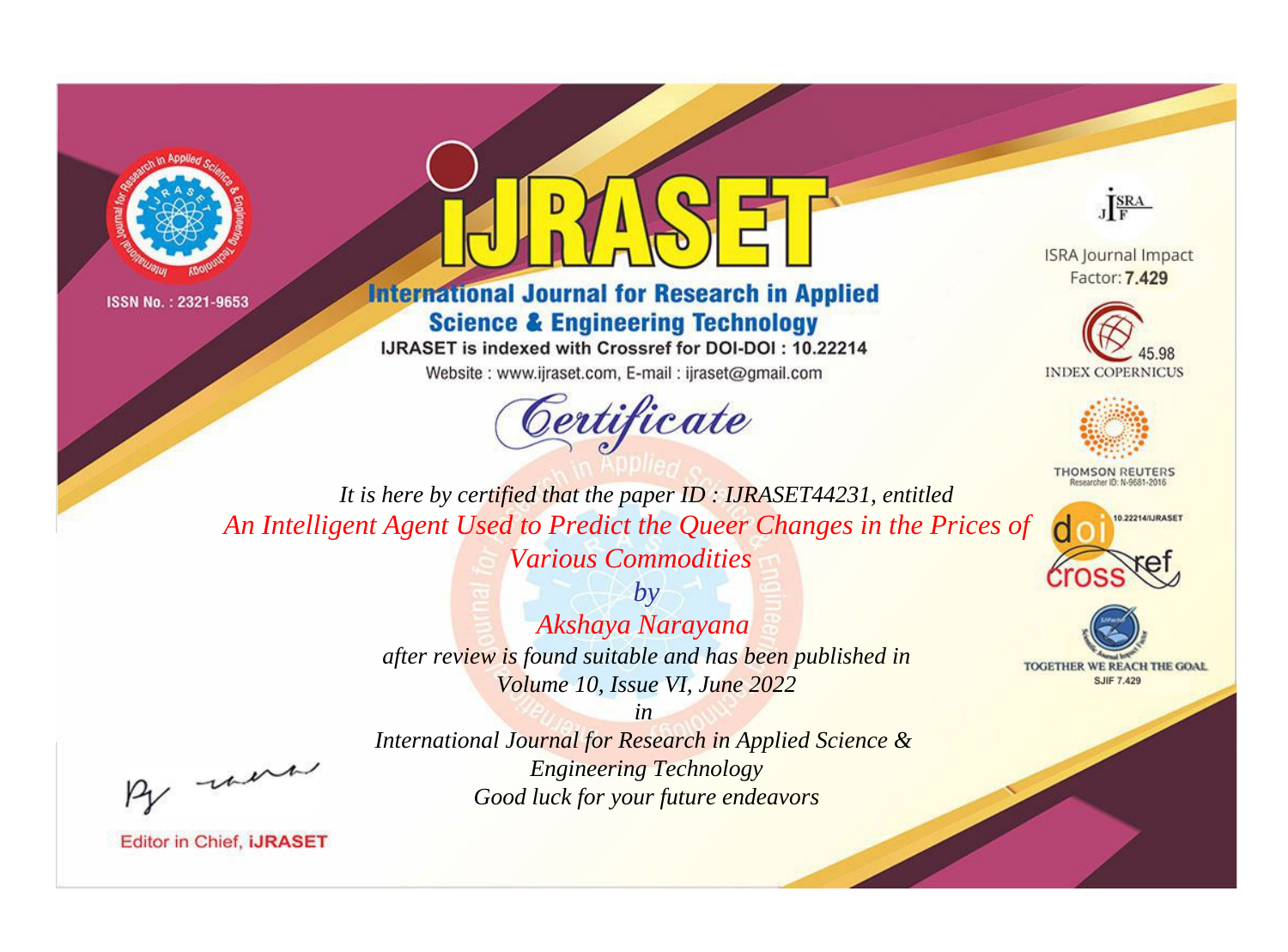ISSN No. : 2321-9653

# iJRASET

## International Journal for Research in Applied Science & Engineering Technology

IJRASET is indexed with Crossref for DOI-DOI : 10.22214

Website : www.ijraset.com, E-mail : ijraset@gmail.com

ISRA Journal Impact Factor: **7.429**

45.98 INDEX COPERNICUS

THOMSON REUTERS Researcher ID: N-9681-2016

10.22214/IJRASET

TOGETHER WE REACH THE GOAL SJIF 7.429

*Certificate*

*It is here by certified that the paper ID : IJRASET44231, entitled*

*An Intelligent Agent Used to Predict the Queer Changes in the Prices of Various Commodities*

*by*

*Akshaya Narayana*

*after review is found suitable and has been published in*

*Volume 10, Issue VI, June 2022*

*in*

*International Journal for Research in Applied Science & Engineering Technology*

*Good luck for your future endeavors*

Editor in Chief, **iJRASET**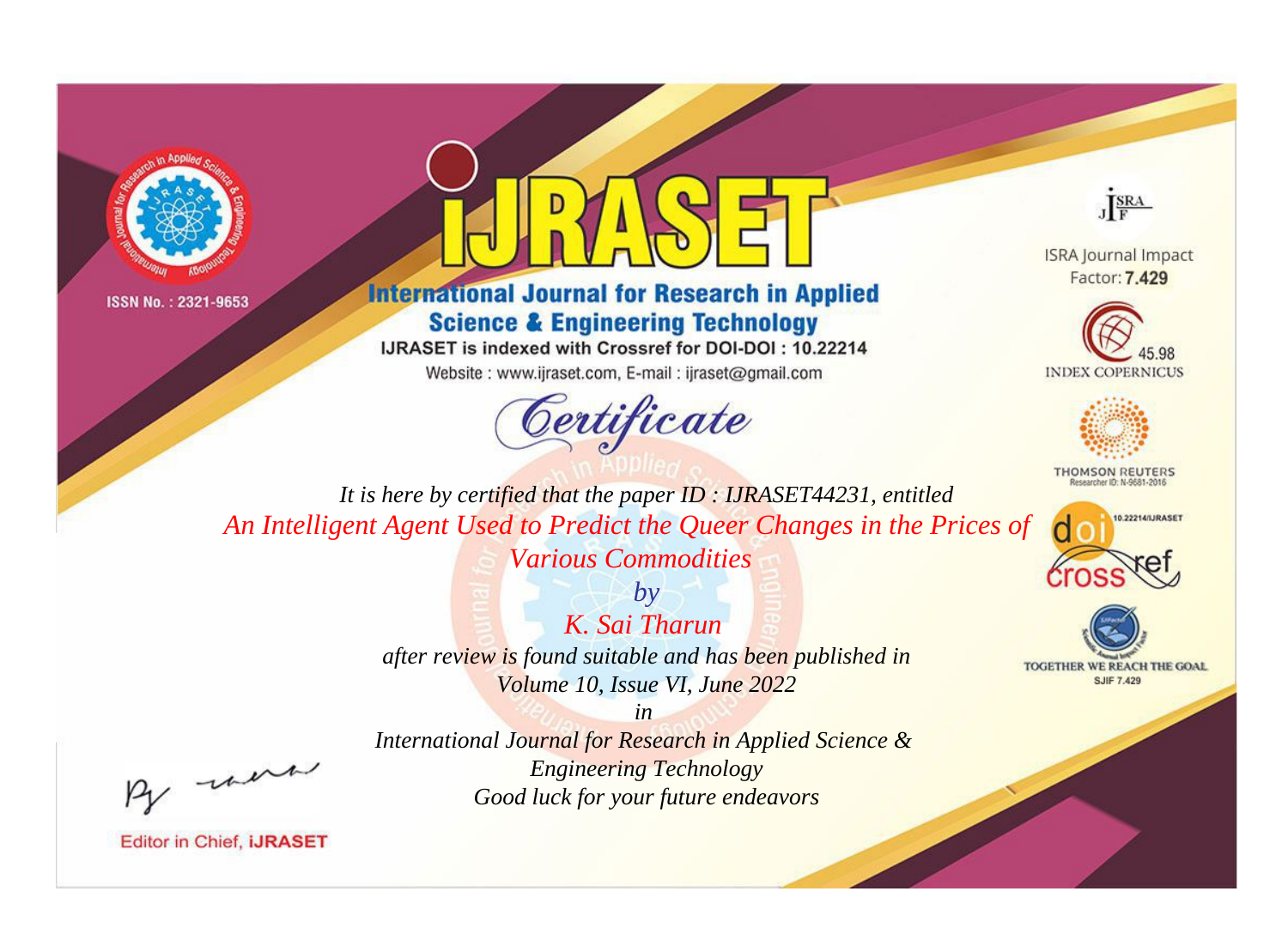ISSN No. : 2321-9653

# iJRASET

## International Journal for Research in Applied Science & Engineering Technology

IJRASET is indexed with Crossref for DOI-DOI : 10.22214

Website : www.ijraset.com, E-mail : ijraset@gmail.com

ISRA Journal Impact Factor: **7.429**

45.98 INDEX COPERNICUS

THOMSON REUTERS Researcher ID: N-9681-2016

10.22214/IJRASET

TOGETHER WE REACH THE GOAL SJIF 7.429

*Certificate*

*It is here by certified that the paper ID : IJRASET44231, entitled*

*An Intelligent Agent Used to Predict the Queer Changes in the Prices of Various Commodities*

*by*

*K. Sai Tharun*

*after review is found suitable and has been published in*

*Volume 10, Issue VI, June 2022*

*in*

*International Journal for Research in Applied Science & Engineering Technology*

*Good luck for your future endeavors*

Editor in Chief, **iJRASET**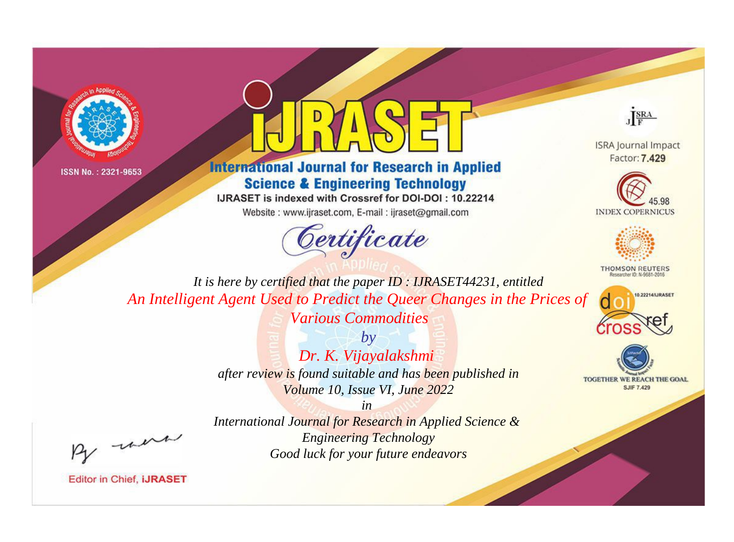ISSN No. : 2321-9653

# IJRASET

## International Journal for Research in Applied Science & Engineering Technology

IJRASET is indexed with Crossref for DOI-DOI : 10.22214

Website : www.ijraset.com, E-mail : ijraset@gmail.com

ISRA Journal Impact Factor: **7.429**

45.98 INDEX COPERNICUS

THOMSON REUTERS Researcher ID: N-9681-2016

10.22214/IJRASET

TOGETHER WE REACH THE GOAL SJIF 7.429

*Certificate*

*It is here by certified that the paper ID : IJRASET44231, entitled*

*An Intelligent Agent Used to Predict the Queer Changes in the Prices of Various Commodities*

*by*

*Dr. K. Vijayalakshmi*

*after review is found suitable and has been published in*

*Volume 10, Issue VI, June 2022*

*in*

*International Journal for Research in Applied Science & Engineering Technology*

*Good luck for your future endeavors*

Editor in Chief, iJRASET